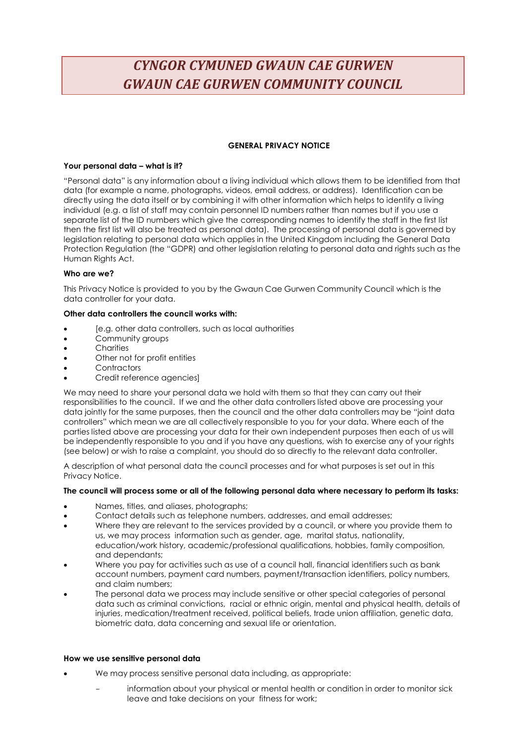# *CYNGOR CYMUNED GWAUN CAE GURWEN*
# *GWAUN CAE GURWEN COMMUNITY COUNCIL*

**GENERAL PRIVACY NOTICE**

**Your personal data – what is it?**

"Personal data" is any information about a living individual which allows them to be identified from that data (for example a name, photographs, videos, email address, or address). Identification can be directly using the data itself or by combining it with other information which helps to identify a living individual (e.g. a list of staff may contain personnel ID numbers rather than names but if you use a separate list of the ID numbers which give the corresponding names to identify the staff in the first list then the first list will also be treated as personal data). The processing of personal data is governed by legislation relating to personal data which applies in the United Kingdom including the General Data Protection Regulation (the "GDPR) and other legislation relating to personal data and rights such as the Human Rights Act.

**Who are we?**

This Privacy Notice is provided to you by the Gwaun Cae Gurwen Community Council which is the data controller for your data.

**Other data controllers the council works with:**

- [e.g. other data controllers, such as local authorities
- Community groups
- Charities
- Other not for profit entities
- Contractors
- Credit reference agencies]

We may need to share your personal data we hold with them so that they can carry out their responsibilities to the council. If we and the other data controllers listed above are processing your data jointly for the same purposes, then the council and the other data controllers may be "joint data controllers" which mean we are all collectively responsible to you for your data. Where each of the parties listed above are processing your data for their own independent purposes then each of us will be independently responsible to you and if you have any questions, wish to exercise any of your rights (see below) or wish to raise a complaint, you should do so directly to the relevant data controller.

A description of what personal data the council processes and for what purposes is set out in this Privacy Notice.

**The council will process some or all of the following personal data where necessary to perform its tasks:**

- Names, titles, and aliases, photographs;
- Contact details such as telephone numbers, addresses, and email addresses;
- Where they are relevant to the services provided by a council, or where you provide them to us, we may process information such as gender, age, marital status, nationality, education/work history, academic/professional qualifications, hobbies, family composition, and dependants;
- Where you pay for activities such as use of a council hall, financial identifiers such as bank account numbers, payment card numbers, payment/transaction identifiers, policy numbers, and claim numbers;
- The personal data we process may include sensitive or other special categories of personal data such as criminal convictions, racial or ethnic origin, mental and physical health, details of injuries, medication/treatment received, political beliefs, trade union affiliation, genetic data, biometric data, data concerning and sexual life or orientation.

**How we use sensitive personal data**

- We may process sensitive personal data including, as appropriate:
  - information about your physical or mental health or condition in order to monitor sick leave and take decisions on your fitness for work;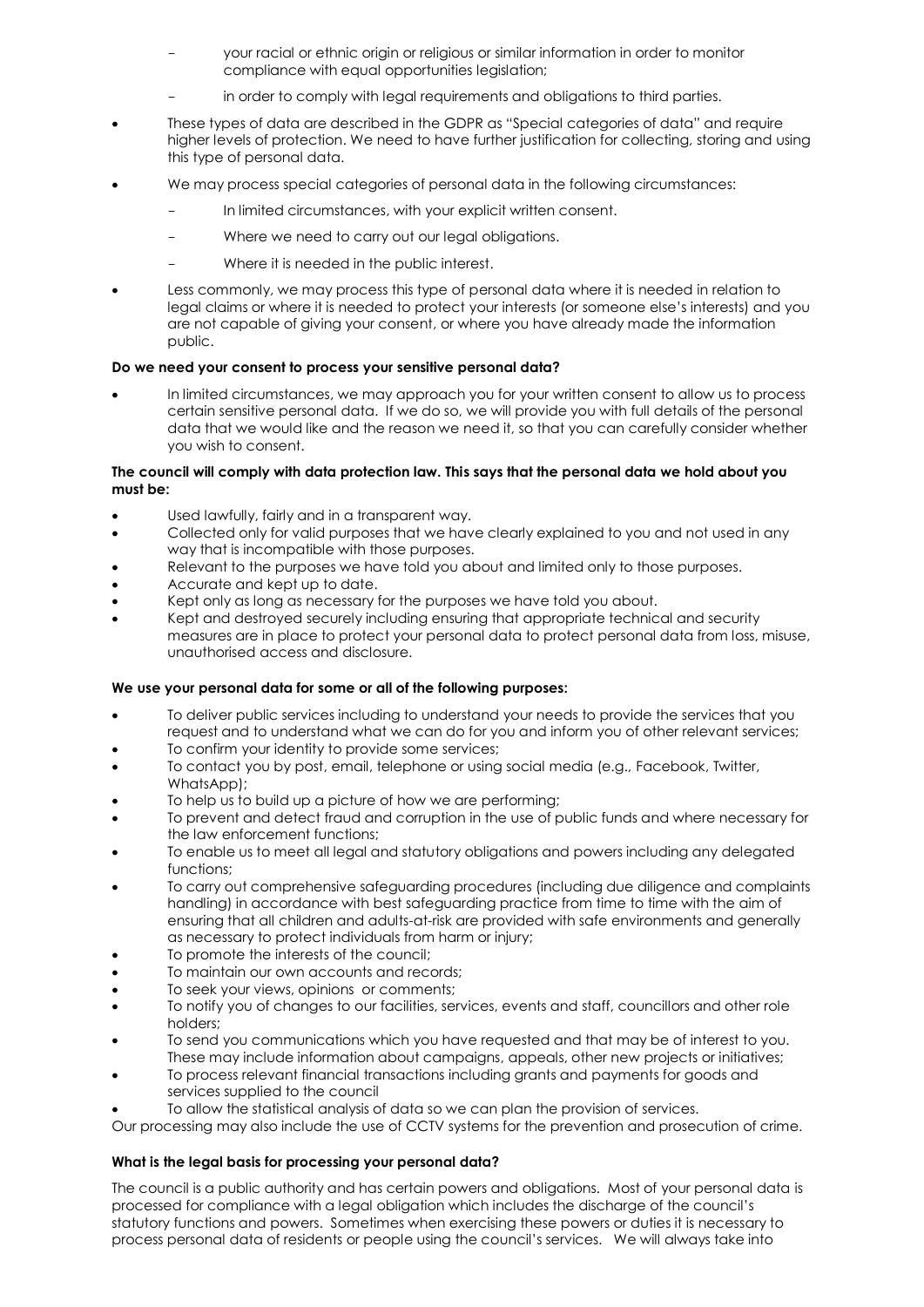- your racial or ethnic origin or religious or similar information in order to monitor compliance with equal opportunities legislation;
  - in order to comply with legal requirements and obligations to third parties.
- These types of data are described in the GDPR as "Special categories of data" and require higher levels of protection. We need to have further justification for collecting, storing and using this type of personal data.
- We may process special categories of personal data in the following circumstances:
  - In limited circumstances, with your explicit written consent.
  - Where we need to carry out our legal obligations.
  - Where it is needed in the public interest.
- Less commonly, we may process this type of personal data where it is needed in relation to legal claims or where it is needed to protect your interests (or someone else's interests) and you are not capable of giving your consent, or where you have already made the information public.

**Do we need your consent to process your sensitive personal data?**

- In limited circumstances, we may approach you for your written consent to allow us to process certain sensitive personal data. If we do so, we will provide you with full details of the personal data that we would like and the reason we need it, so that you can carefully consider whether you wish to consent.

**The council will comply with data protection law. This says that the personal data we hold about you must be:**

- Used lawfully, fairly and in a transparent way.
- Collected only for valid purposes that we have clearly explained to you and not used in any way that is incompatible with those purposes.
- Relevant to the purposes we have told you about and limited only to those purposes.
- Accurate and kept up to date.
- Kept only as long as necessary for the purposes we have told you about.
- Kept and destroyed securely including ensuring that appropriate technical and security measures are in place to protect your personal data to protect personal data from loss, misuse, unauthorised access and disclosure.

**We use your personal data for some or all of the following purposes:**

- To deliver public services including to understand your needs to provide the services that you request and to understand what we can do for you and inform you of other relevant services;
- To confirm your identity to provide some services;
- To contact you by post, email, telephone or using social media (e.g., Facebook, Twitter, WhatsApp);
- To help us to build up a picture of how we are performing;
- To prevent and detect fraud and corruption in the use of public funds and where necessary for the law enforcement functions;
- To enable us to meet all legal and statutory obligations and powers including any delegated functions;
- To carry out comprehensive safeguarding procedures (including due diligence and complaints handling) in accordance with best safeguarding practice from time to time with the aim of ensuring that all children and adults-at-risk are provided with safe environments and generally as necessary to protect individuals from harm or injury;
- To promote the interests of the council;
- To maintain our own accounts and records;
- To seek your views, opinions or comments;
- To notify you of changes to our facilities, services, events and staff, councillors and other role holders;
- To send you communications which you have requested and that may be of interest to you. These may include information about campaigns, appeals, other new projects or initiatives;
- To process relevant financial transactions including grants and payments for goods and services supplied to the council
- To allow the statistical analysis of data so we can plan the provision of services.

Our processing may also include the use of CCTV systems for the prevention and prosecution of crime.

**What is the legal basis for processing your personal data?**

The council is a public authority and has certain powers and obligations. Most of your personal data is processed for compliance with a legal obligation which includes the discharge of the council's statutory functions and powers. Sometimes when exercising these powers or duties it is necessary to process personal data of residents or people using the council's services. We will always take into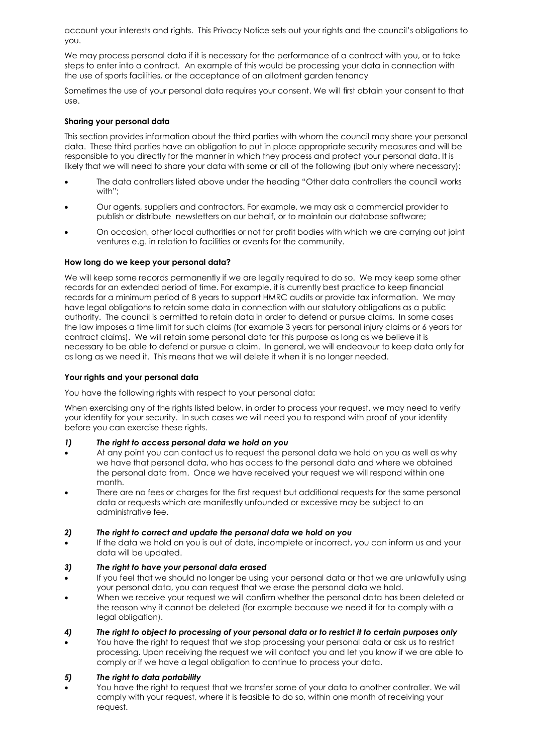account your interests and rights. This Privacy Notice sets out your rights and the council's obligations to you.

We may process personal data if it is necessary for the performance of a contract with you, or to take steps to enter into a contract. An example of this would be processing your data in connection with the use of sports facilities, or the acceptance of an allotment garden tenancy

Sometimes the use of your personal data requires your consent. We will first obtain your consent to that use.

**Sharing your personal data**

This section provides information about the third parties with whom the council may share your personal data. These third parties have an obligation to put in place appropriate security measures and will be responsible to you directly for the manner in which they process and protect your personal data. It is likely that we will need to share your data with some or all of the following (but only where necessary):

- The data controllers listed above under the heading "Other data controllers the council works with";
- Our agents, suppliers and contractors. For example, we may ask a commercial provider to publish or distribute newsletters on our behalf, or to maintain our database software;
- On occasion, other local authorities or not for profit bodies with which we are carrying out joint ventures e.g. in relation to facilities or events for the community.

**How long do we keep your personal data?**

We will keep some records permanently if we are legally required to do so. We may keep some other records for an extended period of time. For example, it is currently best practice to keep financial records for a minimum period of 8 years to support HMRC audits or provide tax information. We may have legal obligations to retain some data in connection with our statutory obligations as a public authority. The council is permitted to retain data in order to defend or pursue claims. In some cases the law imposes a time limit for such claims (for example 3 years for personal injury claims or 6 years for contract claims). We will retain some personal data for this purpose as long as we believe it is necessary to be able to defend or pursue a claim. In general, we will endeavour to keep data only for as long as we need it. This means that we will delete it when it is no longer needed.

**Your rights and your personal data**

You have the following rights with respect to your personal data:

When exercising any of the rights listed below, in order to process your request, we may need to verify your identity for your security. In such cases we will need you to respond with proof of your identity before you can exercise these rights.

***1) The right to access personal data we hold on you***

- At any point you can contact us to request the personal data we hold on you as well as why we have that personal data, who has access to the personal data and where we obtained the personal data from. Once we have received your request we will respond within one month.
- There are no fees or charges for the first request but additional requests for the same personal data or requests which are manifestly unfounded or excessive may be subject to an administrative fee.

***2) The right to correct and update the personal data we hold on you***

- If the data we hold on you is out of date, incomplete or incorrect, you can inform us and your data will be updated.

***3) The right to have your personal data erased***

- If you feel that we should no longer be using your personal data or that we are unlawfully using your personal data, you can request that we erase the personal data we hold.
- When we receive your request we will confirm whether the personal data has been deleted or the reason why it cannot be deleted (for example because we need it for to comply with a legal obligation).

***4) The right to object to processing of your personal data or to restrict it to certain purposes only***

- You have the right to request that we stop processing your personal data or ask us to restrict processing. Upon receiving the request we will contact you and let you know if we are able to comply or if we have a legal obligation to continue to process your data.

***5) The right to data portability***

- You have the right to request that we transfer some of your data to another controller. We will comply with your request, where it is feasible to do so, within one month of receiving your request.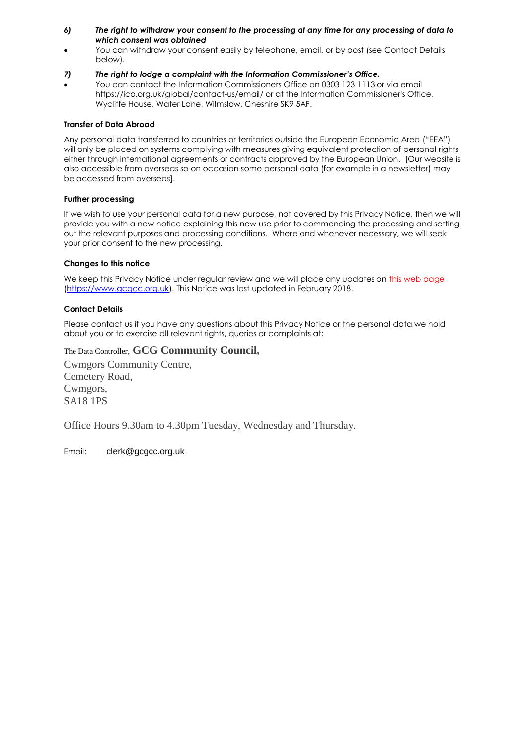***6) The right to withdraw your consent to the processing at any time for any processing of data to which consent was obtained***

- You can withdraw your consent easily by telephone, email, or by post (see Contact Details below).

***7) The right to lodge a complaint with the Information Commissioner's Office.***

- You can contact the Information Commissioners Office on 0303 123 1113 or via email https://ico.org.uk/global/contact-us/email/ or at the Information Commissioner's Office, Wycliffe House, Water Lane, Wilmslow, Cheshire SK9 5AF.

**Transfer of Data Abroad**

Any personal data transferred to countries or territories outside the European Economic Area ("EEA") will only be placed on systems complying with measures giving equivalent protection of personal rights either through international agreements or contracts approved by the European Union. [Our website is also accessible from overseas so on occasion some personal data (for example in a newsletter) may be accessed from overseas].

**Further processing**

If we wish to use your personal data for a new purpose, not covered by this Privacy Notice, then we will provide you with a new notice explaining this new use prior to commencing the processing and setting out the relevant purposes and processing conditions. Where and whenever necessary, we will seek your prior consent to the new processing.

**Changes to this notice**

We keep this Privacy Notice under regular review and we will place any updates on this web page (https://www.gcgcc.org.uk). This Notice was last updated in February 2018.

**Contact Details**

Please contact us if you have any questions about this Privacy Notice or the personal data we hold about you or to exercise all relevant rights, queries or complaints at:

The Data Controller, **GCG Community Council,**
Cwmgors Community Centre,
Cemetery Road,
Cwmgors,
SA18 1PS

Office Hours 9.30am to 4.30pm Tuesday, Wednesday and Thursday.

Email: clerk@gcgcc.org.uk